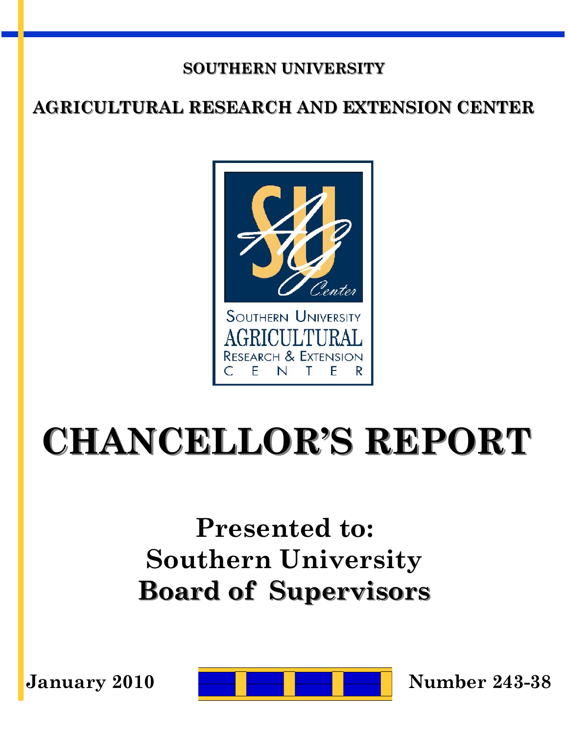**SOUTHERN UNIVERSITY**

**AGRICULTURAL RESEARCH AND EXTENSION CENTER**

SOUTHERN UNIVERSITY
AGRICULTURAL
RESEARCH & EXTENSION
CENTER

# CHANCELLOR'S REPORT

## Presented to:
## Southern University
## Board of Supervisors

**January 2010** **Number 243-38**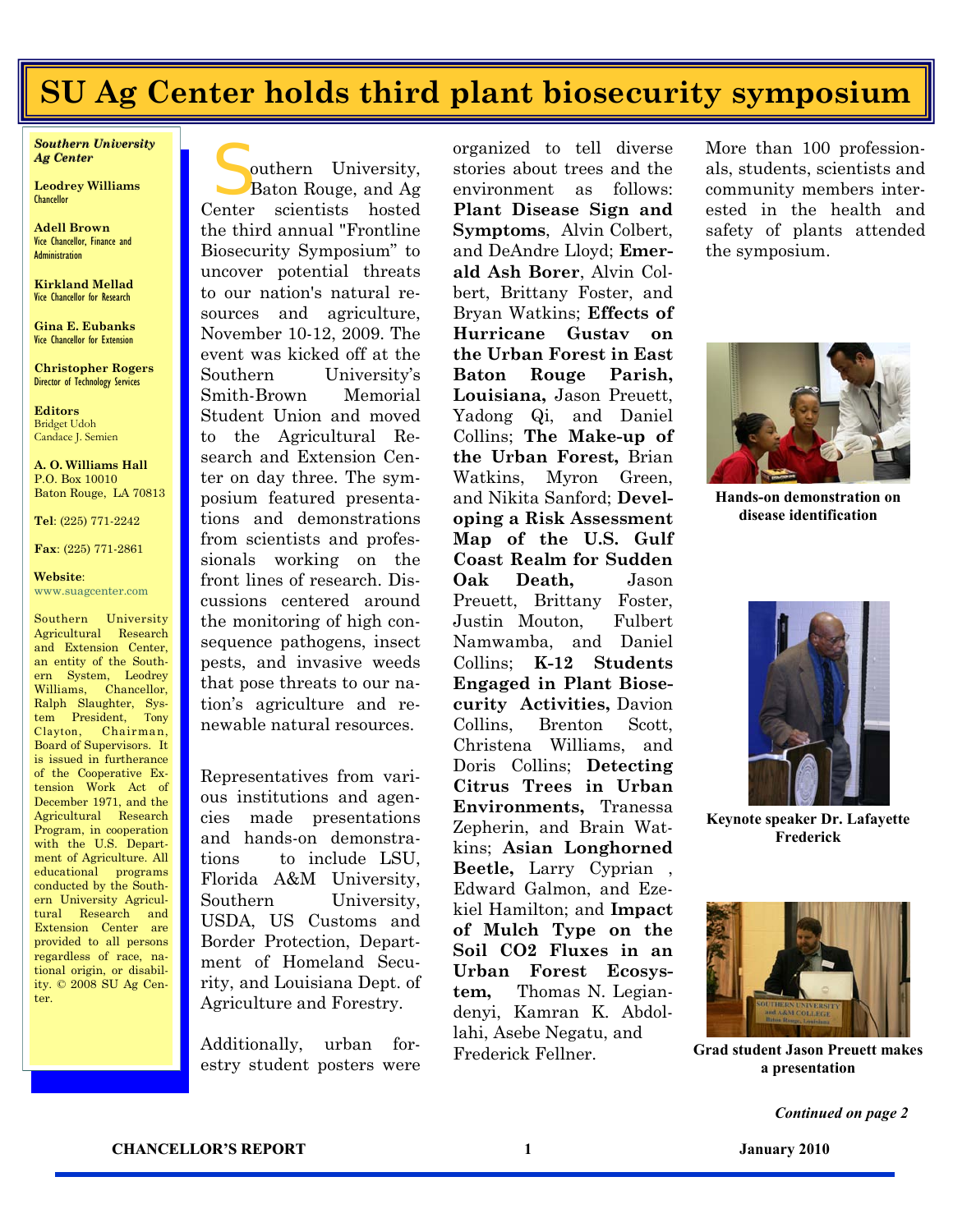# SU Ag Center holds third plant biosecurity symposium

***Southern University Ag Center***

**Leodrey Williams**
Chancellor

**Adell Brown**
Vice Chancellor, Finance and Administration

**Kirkland Mellad**
Vice Chancellor for Research

**Gina E. Eubanks**
Vice Chancellor for Extension

**Christopher Rogers**
Director of Technology Services

**Editors**
Bridget Udoh
Candace J. Semien

**A. O. Williams Hall**
P.O. Box 10010
Baton Rouge, LA 70813

**Tel**: (225) 771-2242

**Fax**: (225) 771-2861

**Website**:
www.suagcenter.com

Southern University Agricultural Research and Extension Center, an entity of the Southern System, Leodrey Williams, Chancellor, Ralph Slaughter, System President, Tony Clayton, Chairman, Board of Supervisors. It is issued in furtherance of the Cooperative Extension Work Act of December 1971, and the Agricultural Research Program, in cooperation with the U.S. Department of Agriculture. All educational programs conducted by the Southern University Agricultural Research and Extension Center are provided to all persons regardless of race, national origin, or disability. © 2008 SU Ag Center.

Southern University, Baton Rouge, and Ag Center scientists hosted the third annual "Frontline Biosecurity Symposium" to uncover potential threats to our nation's natural resources and agriculture, November 10-12, 2009. The event was kicked off at the Southern University's Smith-Brown Memorial Student Union and moved to the Agricultural Research and Extension Center on day three. The symposium featured presentations and demonstrations from scientists and professionals working on the front lines of research. Discussions centered around the monitoring of high consequence pathogens, insect pests, and invasive weeds that pose threats to our nation's agriculture and renewable natural resources.

Representatives from various institutions and agencies made presentations and hands-on demonstrations to include LSU, Florida A&M University, Southern University, USDA, US Customs and Border Protection, Department of Homeland Security, and Louisiana Dept. of Agriculture and Forestry.

Additionally, urban forestry student posters were organized to tell diverse stories about trees and the environment as follows: **Plant Disease Sign and Symptoms**, Alvin Colbert, and DeAndre Lloyd; **Emerald Ash Borer**, Alvin Colbert, Brittany Foster, and Bryan Watkins; **Effects of Hurricane Gustav on the Urban Forest in East Baton Rouge Parish, Louisiana,** Jason Preuett, Yadong Qi, and Daniel Collins; **The Make-up of the Urban Forest,** Brian Watkins, Myron Green, and Nikita Sanford; **Developing a Risk Assessment Map of the U.S. Gulf Coast Realm for Sudden Oak Death,** Jason Preuett, Brittany Foster, Justin Mouton, Fulbert Namwamba, and Daniel Collins; **K-12 Students Engaged in Plant Biosecurity Activities,** Davion Collins, Brenton Scott, Christena Williams, and Doris Collins; **Detecting Citrus Trees in Urban Environments,** Tranessa Zepherin, and Brain Watkins; **Asian Longhorned Beetle,** Larry Cyprian , Edward Galmon, and Ezekiel Hamilton; and **Impact of Mulch Type on the Soil $CO_2$ Fluxes in an Urban Forest Ecosystem,** Thomas N. Legiandenyi, Kamran K. Abdollahi, Asebe Negatu, and Frederick Fellner.

More than 100 professionals, students, scientists and community members interested in the health and safety of plants attended the symposium.

**Hands-on demonstration on disease identification**

**Keynote speaker Dr. Lafayette Frederick**

**Grad student Jason Preuett makes a presentation**

***Continued on page 2***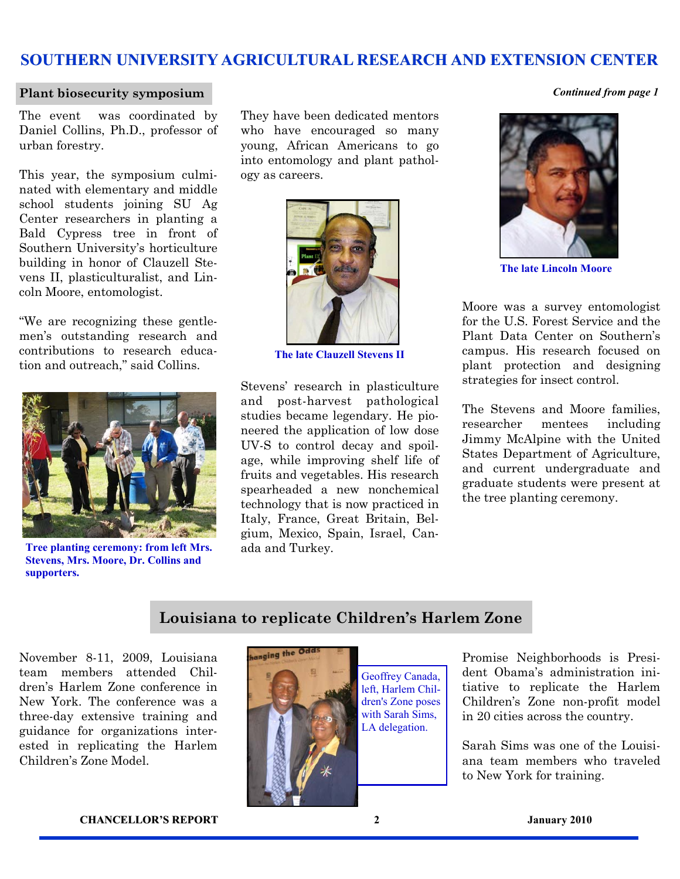# SOUTHERN UNIVERSITY AGRICULTURAL RESEARCH AND EXTENSION CENTER

## Plant biosecurity symposium

*Continued from page 1*

The event was coordinated by Daniel Collins, Ph.D., professor of urban forestry.

This year, the symposium culminated with elementary and middle school students joining SU Ag Center researchers in planting a Bald Cypress tree in front of Southern University's horticulture building in honor of Clauzell Stevens II, plasticulturalist, and Lincoln Moore, entomologist.

"We are recognizing these gentlemen's outstanding research and contributions to research education and outreach," said Collins.

**Tree planting ceremony: from left Mrs. Stevens, Mrs. Moore, Dr. Collins and supporters.**

They have been dedicated mentors who have encouraged so many young, African Americans to go into entomology and plant pathology as careers.

**The late Clauzell Stevens II**

Stevens' research in plasticulture and post-harvest pathological studies became legendary. He pioneered the application of low dose UV-S to control decay and spoilage, while improving shelf life of fruits and vegetables. His research spearheaded a new nonchemical technology that is now practiced in Italy, France, Great Britain, Belgium, Mexico, Spain, Israel, Canada and Turkey.

**The late Lincoln Moore**

Moore was a survey entomologist for the U.S. Forest Service and the Plant Data Center on Southern's campus. His research focused on plant protection and designing strategies for insect control.

The Stevens and Moore families, researcher mentees including Jimmy McAlpine with the United States Department of Agriculture, and current undergraduate and graduate students were present at the tree planting ceremony.

## Louisiana to replicate Children's Harlem Zone

November 8-11, 2009, Louisiana team members attended Children's Harlem Zone conference in New York. The conference was a three-day extensive training and guidance for organizations interested in replicating the Harlem Children's Zone Model.

Geoffrey Canada, left, Harlem Children's Zone poses with Sarah Sims, LA delegation.

Promise Neighborhoods is President Obama's administration initiative to replicate the Harlem Children's Zone non-profit model in 20 cities across the country.

Sarah Sims was one of the Louisiana team members who traveled to New York for training.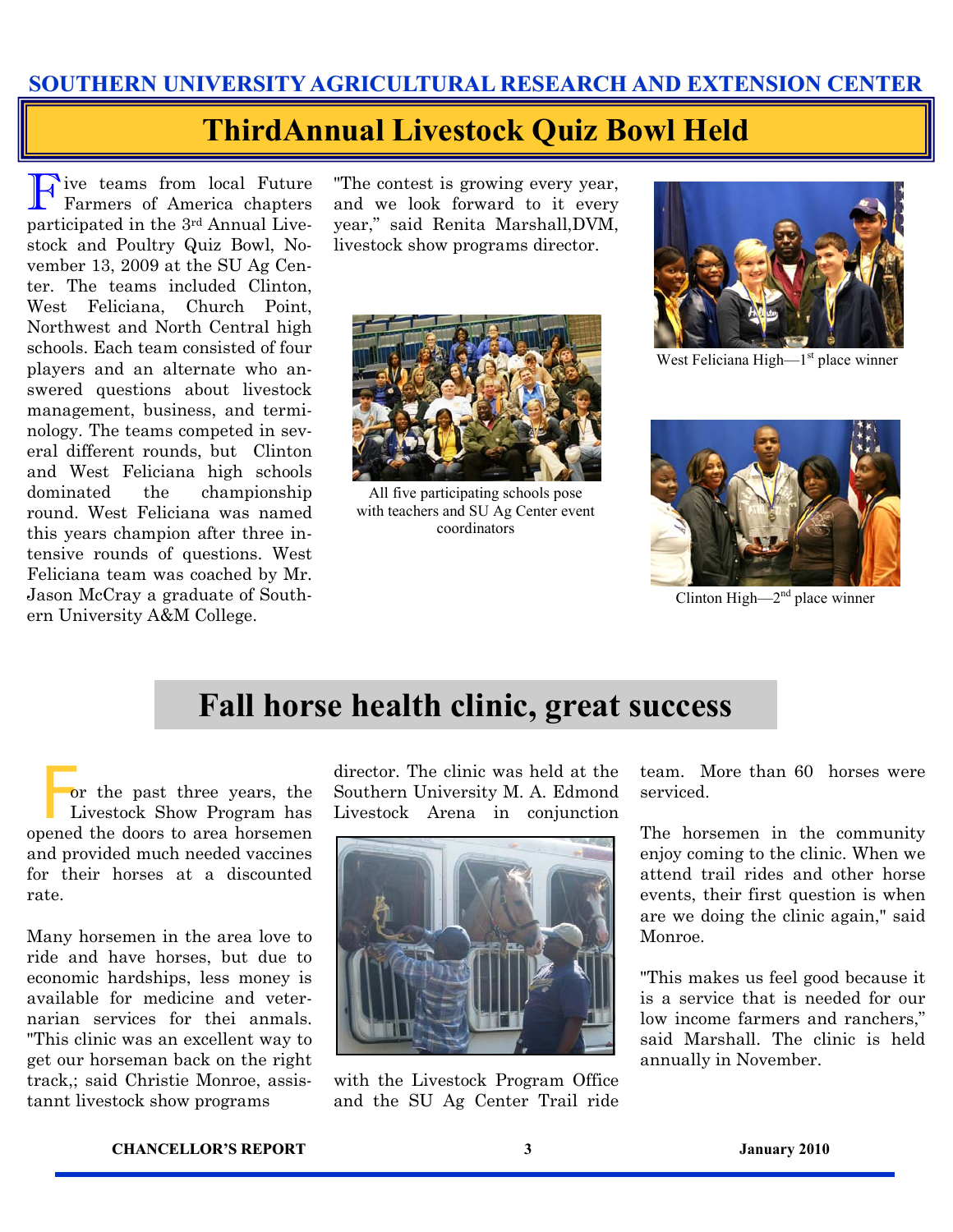SOUTHERN UNIVERSITY AGRICULTURAL RESEARCH AND EXTENSION CENTER

# ThirdAnnual Livestock Quiz Bowl Held

Five teams from local Future Farmers of America chapters participated in the 3rd Annual Livestock and Poultry Quiz Bowl, November 13, 2009 at the SU Ag Center. The teams included Clinton, West Feliciana, Church Point, Northwest and North Central high schools. Each team consisted of four players and an alternate who answered questions about livestock management, business, and terminology. The teams competed in several different rounds, but Clinton and West Feliciana high schools dominated the championship round. West Feliciana was named this years champion after three intensive rounds of questions. West Feliciana team was coached by Mr. Jason McCray a graduate of Southern University A&M College.

"The contest is growing every year, and we look forward to it every year," said Renita Marshall,DVM, livestock show programs director.

All five participating schools pose with teachers and SU Ag Center event coordinators

West Feliciana High—1st place winner

Clinton High—2nd place winner

# Fall horse health clinic, great success

For the past three years, the Livestock Show Program has opened the doors to area horsemen and provided much needed vaccines for their horses at a discounted rate.

Many horsemen in the area love to ride and have horses, but due to economic hardships, less money is available for medicine and veternarian services for thei anmals. "This clinic was an excellent way to get our horseman back on the right track,; said Christie Monroe, assistannt livestock show programs director. The clinic was held at the Southern University M. A. Edmond Livestock Arena in conjunction with the Livestock Program Office and the SU Ag Center Trail ride team. More than 60 horses were serviced.

The horsemen in the community enjoy coming to the clinic. When we attend trail rides and other horse events, their first question is when are we doing the clinic again," said Monroe.

"This makes us feel good because it is a service that is needed for our low income farmers and ranchers," said Marshall. The clinic is held annually in November.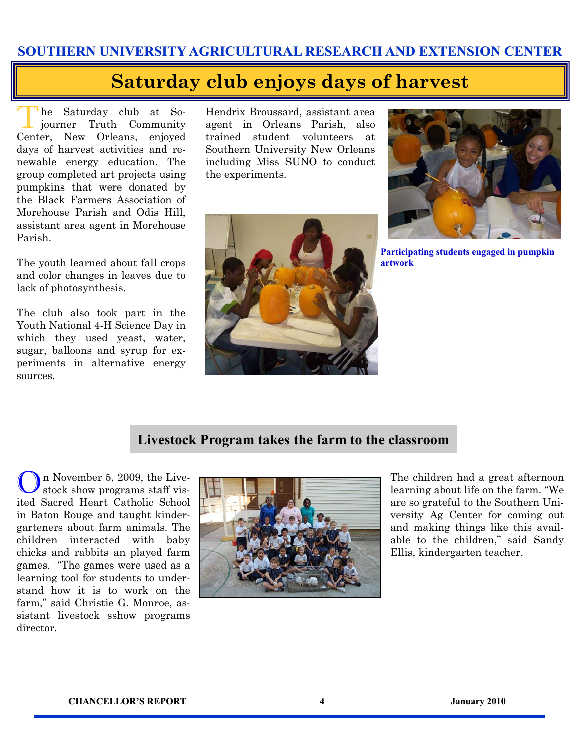# Saturday club enjoys days of harvest

The Saturday club at Sojourner Truth Community Center, New Orleans, enjoyed days of harvest activities and renewable energy education. The group completed art projects using pumpkins that were donated by the Black Farmers Association of Morehouse Parish and Odis Hill, assistant area agent in Morehouse Parish.

The youth learned about fall crops and color changes in leaves due to lack of photosynthesis.

The club also took part in the Youth National 4-H Science Day in which they used yeast, water, sugar, balloons and syrup for experiments in alternative energy sources.

Hendrix Broussard, assistant area agent in Orleans Parish, also trained student volunteers at Southern University New Orleans including Miss SUNO to conduct the experiments.

**Participating students engaged in pumpkin artwork**

## Livestock Program takes the farm to the classroom

On November 5, 2009, the Livestock show programs staff visited Sacred Heart Catholic School in Baton Rouge and taught kindergarteners about farm animals. The children interacted with baby chicks and rabbits an played farm games. "The games were used as a learning tool for students to understand how it is to work on the farm," said Christie G. Monroe, assistant livestock sshow programs director.

The children had a great afternoon learning about life on the farm. "We are so grateful to the Southern University Ag Center for coming out and making things like this available to the children," said Sandy Ellis, kindergarten teacher.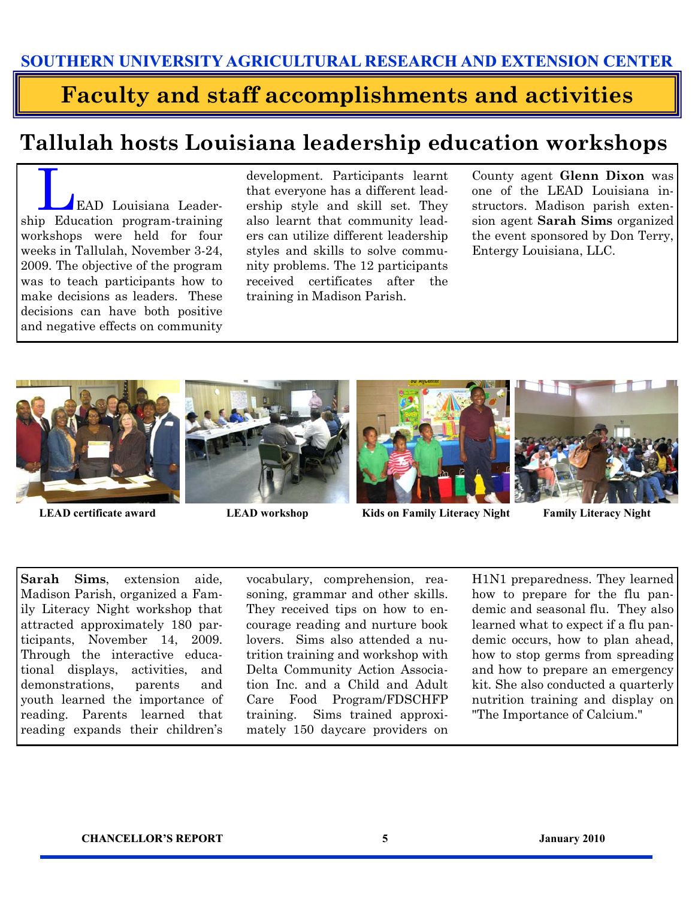SOUTHERN UNIVERSITY AGRICULTURAL RESEARCH AND EXTENSION CENTER

# Faculty and staff accomplishments and activities

## Tallulah hosts Louisiana leadership education workshops

LEAD Louisiana Leadership Education program-training workshops were held for four weeks in Tallulah, November 3-24, 2009. The objective of the program was to teach participants how to make decisions as leaders. These decisions can have both positive and negative effects on community development. Participants learnt that everyone has a different leadership style and skill set. They also learnt that community leaders can utilize different leadership styles and skills to solve community problems. The 12 participants received certificates after the training in Madison Parish. County agent **Glenn Dixon** was one of the LEAD Louisiana instructors. Madison parish extension agent **Sarah Sims** organized the event sponsored by Don Terry, Entergy Louisiana, LLC.

**LEAD certificate award**

**LEAD workshop**

**Kids on Family Literacy Night**

**Family Literacy Night**

**Sarah Sims**, extension aide, Madison Parish, organized a Family Literacy Night workshop that attracted approximately 180 participants, November 14, 2009. Through the interactive educational displays, activities, and demonstrations, parents and youth learned the importance of reading. Parents learned that reading expands their children's vocabulary, comprehension, reasoning, grammar and other skills. They received tips on how to encourage reading and nurture book lovers. Sims also attended a nutrition training and workshop with Delta Community Action Association Inc. and a Child and Adult Care Food Program/FDSCHFP training. Sims trained approximately 150 daycare providers on H1N1 preparedness. They learned how to prepare for the flu pandemic and seasonal flu. They also learned what to expect if a flu pandemic occurs, how to plan ahead, how to stop germs from spreading and how to prepare an emergency kit. She also conducted a quarterly nutrition training and display on "The Importance of Calcium."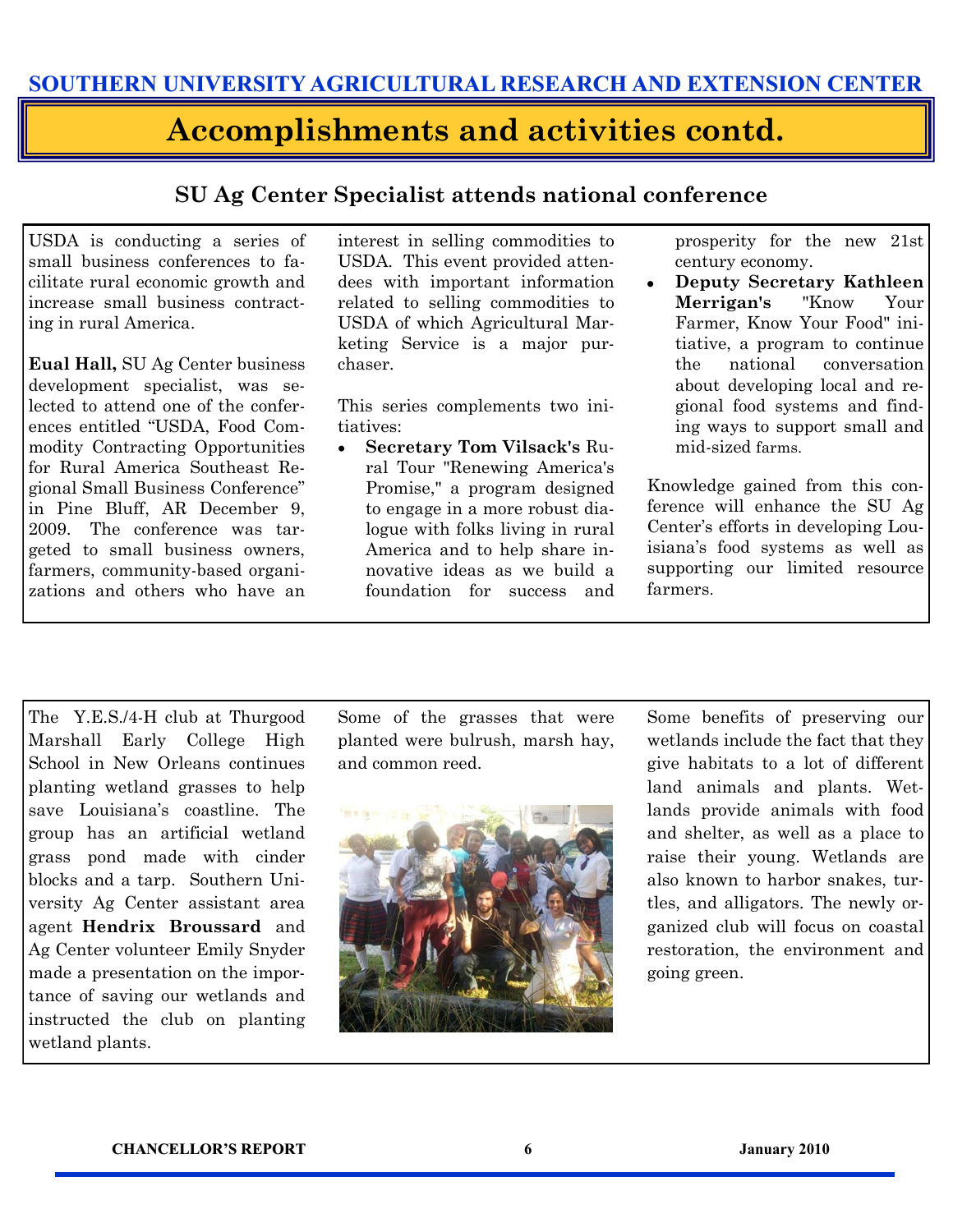SOUTHERN UNIVERSITY AGRICULTURAL RESEARCH AND EXTENSION CENTER

# Accomplishments and activities contd.

## SU Ag Center Specialist attends national conference

USDA is conducting a series of small business conferences to facilitate rural economic growth and increase small business contracting in rural America.

**Eual Hall,** SU Ag Center business development specialist, was selected to attend one of the conferences entitled "USDA, Food Commodity Contracting Opportunities for Rural America Southeast Regional Small Business Conference" in Pine Bluff, AR December 9, 2009. The conference was targeted to small business owners, farmers, community-based organizations and others who have an interest in selling commodities to USDA. This event provided attendees with important information related to selling commodities to USDA of which Agricultural Marketing Service is a major purchaser.

This series complements two initiatives:

- **Secretary Tom Vilsack's** Rural Tour "Renewing America's Promise," a program designed to engage in a more robust dialogue with folks living in rural America and to help share innovative ideas as we build a foundation for success and prosperity for the new 21st century economy.
- **Deputy Secretary Kathleen Merrigan's** "Know Your Farmer, Know Your Food" initiative, a program to continue the national conversation about developing local and regional food systems and finding ways to support small and mid-sized farms.

Knowledge gained from this conference will enhance the SU Ag Center's efforts in developing Louisiana's food systems as well as supporting our limited resource farmers.

---

The Y.E.S./4-H club at Thurgood Marshall Early College High School in New Orleans continues planting wetland grasses to help save Louisiana's coastline. The group has an artificial wetland grass pond made with cinder blocks and a tarp. Southern University Ag Center assistant area agent **Hendrix Broussard** and Ag Center volunteer Emily Snyder made a presentation on the importance of saving our wetlands and instructed the club on planting wetland plants.

Some of the grasses that were planted were bulrush, marsh hay, and common reed.

Some benefits of preserving our wetlands include the fact that they give habitats to a lot of different land animals and plants. Wetlands provide animals with food and shelter, as well as a place to raise their young. Wetlands are also known to harbor snakes, turtles, and alligators. The newly organized club will focus on coastal restoration, the environment and going green.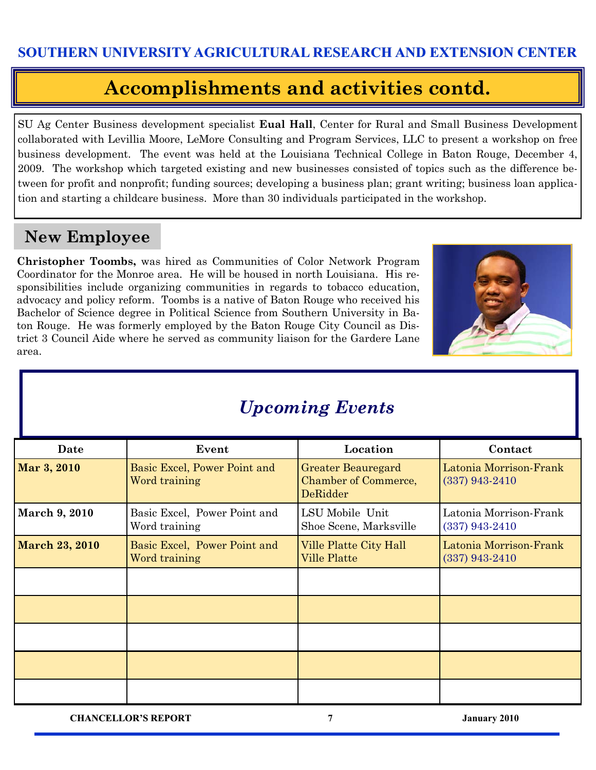# Accomplishments and activities contd.

SU Ag Center Business development specialist **Eual Hall**, Center for Rural and Small Business Development collaborated with Levillia Moore, LeMore Consulting and Program Services, LLC to present a workshop on free business development. The event was held at the Louisiana Technical College in Baton Rouge, December 4, 2009. The workshop which targeted existing and new businesses consisted of topics such as the difference between for profit and nonprofit; funding sources; developing a business plan; grant writing; business loan application and starting a childcare business. More than 30 individuals participated in the workshop.

## New Employee

**Christopher Toombs,** was hired as Communities of Color Network Program Coordinator for the Monroe area. He will be housed in north Louisiana. His responsibilities include organizing communities in regards to tobacco education, advocacy and policy reform. Toombs is a native of Baton Rouge who received his Bachelor of Science degree in Political Science from Southern University in Baton Rouge. He was formerly employed by the Baton Rouge City Council as District 3 Council Aide where he served as community liaison for the Gardere Lane area.

## *Upcoming Events*

| Date | Event | Location | Contact |
|---|---|---|---|
| **Mar 3, 2010** | Basic Excel, Power Point and Word training | Greater Beauregard Chamber of Commerce, DeRidder | Latonia Morrison-Frank (337) 943-2410 |
| **March 9, 2010** | Basic Excel, Power Point and Word training | LSU Mobile Unit Shoe Scene, Marksville | Latonia Morrison-Frank (337) 943-2410 |
| **March 23, 2010** | Basic Excel, Power Point and Word training | Ville Platte City Hall Ville Platte | Latonia Morrison-Frank (337) 943-2410 |
| | | | |
| | | | |
| | | | |
| | | | |
| | | | |